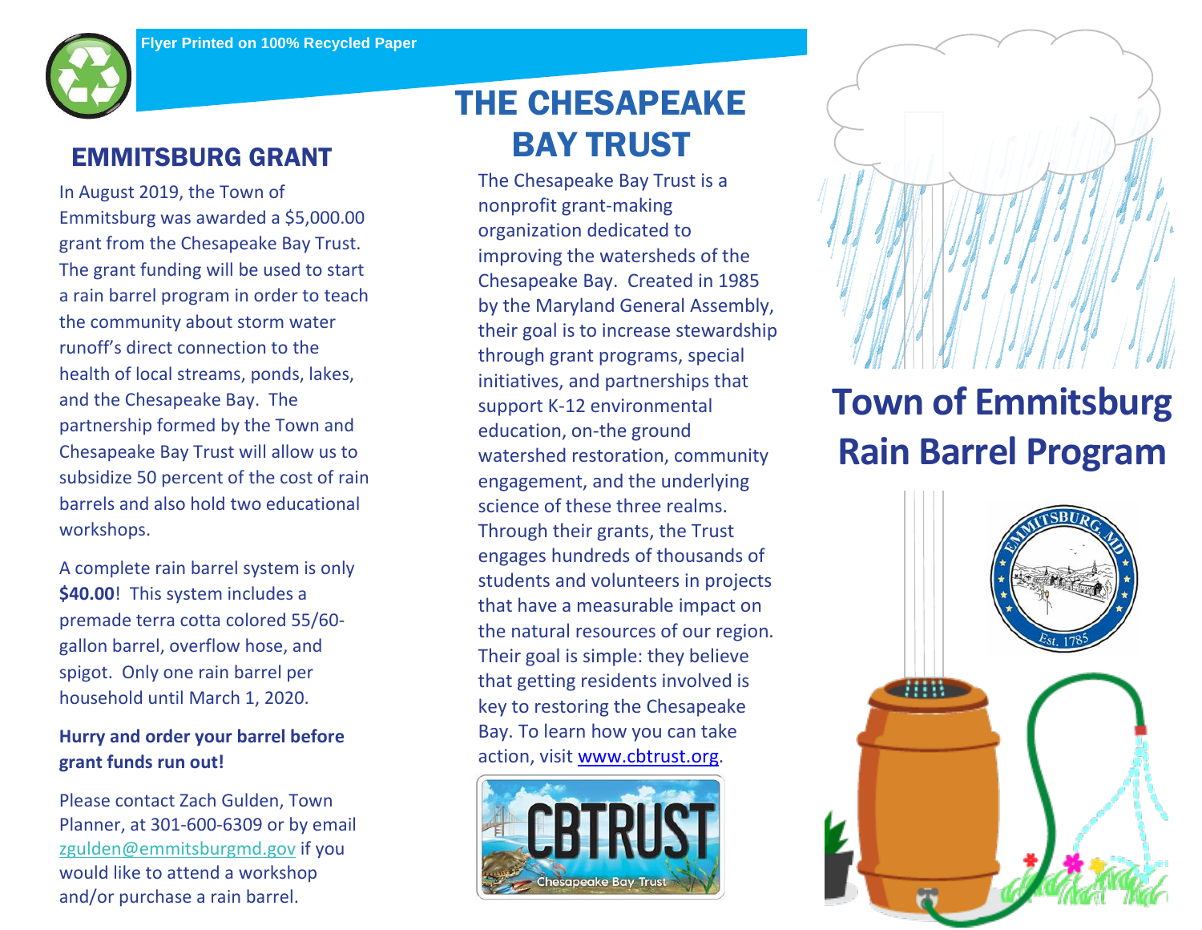Flyer Printed on 100% Recycled Paper

## EMMITSBURG GRANT

In August 2019, the Town of Emmitsburg was awarded a $5,000.00 grant from the Chesapeake Bay Trust. The grant funding will be used to start a rain barrel program in order to teach the community about storm water runoff's direct connection to the health of local streams, ponds, lakes, and the Chesapeake Bay. The partnership formed by the Town and Chesapeake Bay Trust will allow us to subsidize 50 percent of the cost of rain barrels and also hold two educational workshops.

A complete rain barrel system is only **$40.00**! This system includes a premade terra cotta colored 55/60-gallon barrel, overflow hose, and spigot. Only one rain barrel per household until March 1, 2020.

**Hurry and order your barrel before grant funds run out!**

Please contact Zach Gulden, Town Planner, at 301-600-6309 or by email zgulden@emmitsburgmd.gov if you would like to attend a workshop and/or purchase a rain barrel.

## THE CHESAPEAKE BAY TRUST

The Chesapeake Bay Trust is a nonprofit grant-making organization dedicated to improving the watersheds of the Chesapeake Bay. Created in 1985 by the Maryland General Assembly, their goal is to increase stewardship through grant programs, special initiatives, and partnerships that support K-12 environmental education, on-the ground watershed restoration, community engagement, and the underlying science of these three realms. Through their grants, the Trust engages hundreds of thousands of students and volunteers in projects that have a measurable impact on the natural resources of our region. Their goal is simple: they believe that getting residents involved is key to restoring the Chesapeake Bay. To learn how you can take action, visit www.cbtrust.org.

# Town of Emmitsburg Rain Barrel Program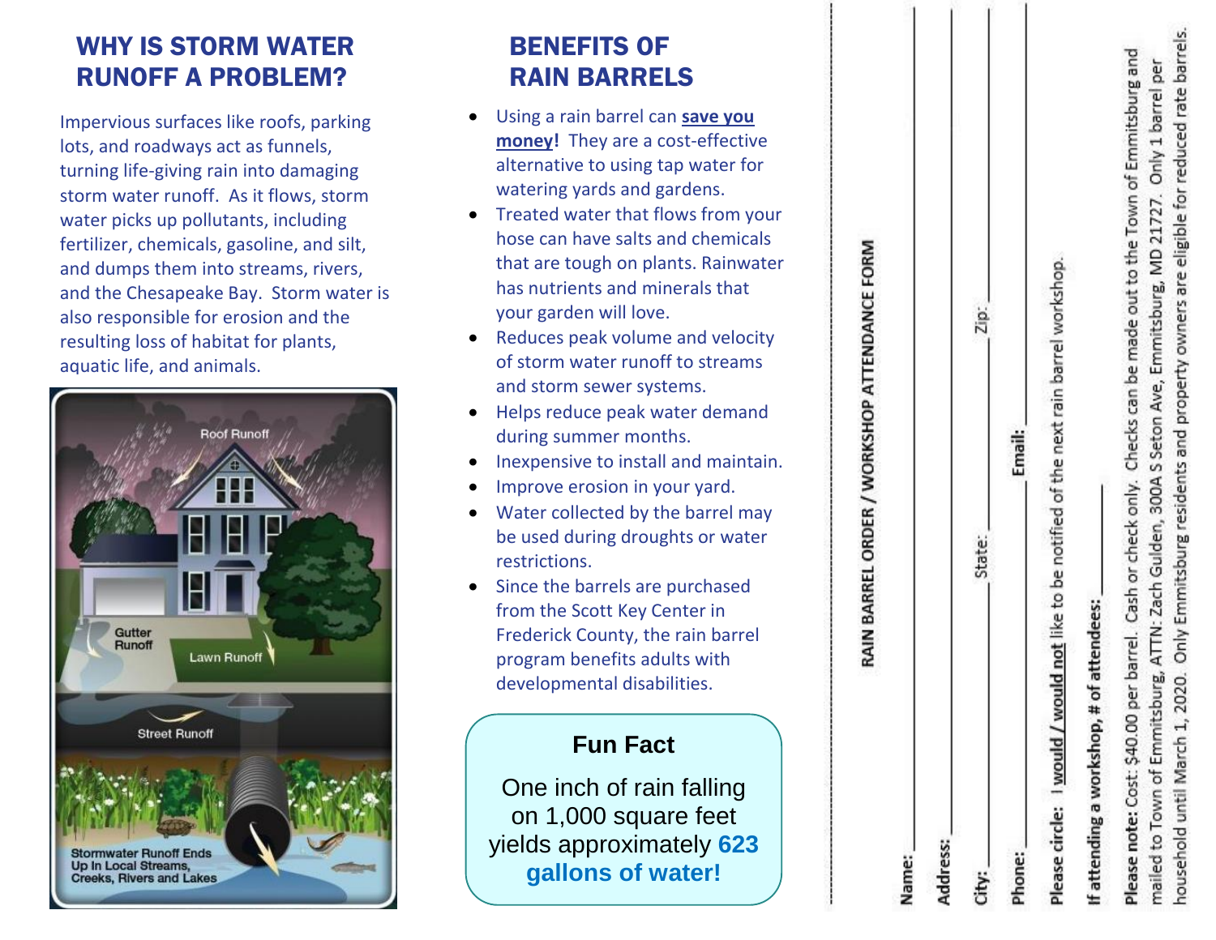## WHY IS STORM WATER RUNOFF A PROBLEM?

Impervious surfaces like roofs, parking lots, and roadways act as funnels, turning life-giving rain into damaging storm water runoff. As it flows, storm water picks up pollutants, including fertilizer, chemicals, gasoline, and silt, and dumps them into streams, rivers, and the Chesapeake Bay. Storm water is also responsible for erosion and the resulting loss of habitat for plants, aquatic life, and animals.

Roof Runoff

Gutter Runoff

Lawn Runoff

Street Runoff

Stormwater Runoff Ends Up In Local Streams, Creeks, Rivers and Lakes

## BENEFITS OF RAIN BARRELS

- Using a rain barrel can **save you money!** They are a cost-effective alternative to using tap water for watering yards and gardens.
- Treated water that flows from your hose can have salts and chemicals that are tough on plants. Rainwater has nutrients and minerals that your garden will love.
- Reduces peak volume and velocity of storm water runoff to streams and storm sewer systems.
- Helps reduce peak water demand during summer months.
- Inexpensive to install and maintain.
- Improve erosion in your yard.
- Water collected by the barrel may be used during droughts or water restrictions.
- Since the barrels are purchased from the Scott Key Center in Frederick County, the rain barrel program benefits adults with developmental disabilities.

### Fun Fact

One inch of rain falling on 1,000 square feet yields approximately **623 gallons of water!**

---

**RAIN BARREL ORDER / WORKSHOP ATTENDANCE FORM**

**Name:** ____________________

**Address:** ____________________

**City:** ____________ State: ____________ Zip: ____________

**Phone:** ____________ **Email:** ____________

**Please circle:** I would / would not like to be notified of the next rain barrel workshop.

**If attending a workshop, # of attendees:** ____________

**Please note:** Cost: $40.00 per barrel. Cash or check only. Checks can be made out to the Town of Emmitsburg and mailed to Town of Emmitsburg, ATTN: Zach Gulden, 300A S Seton Ave, Emmitsburg, MD 21727. Only 1 barrel per household until March 1, 2020. Only Emmitsburg residents and property owners are eligible for reduced rate barrels.